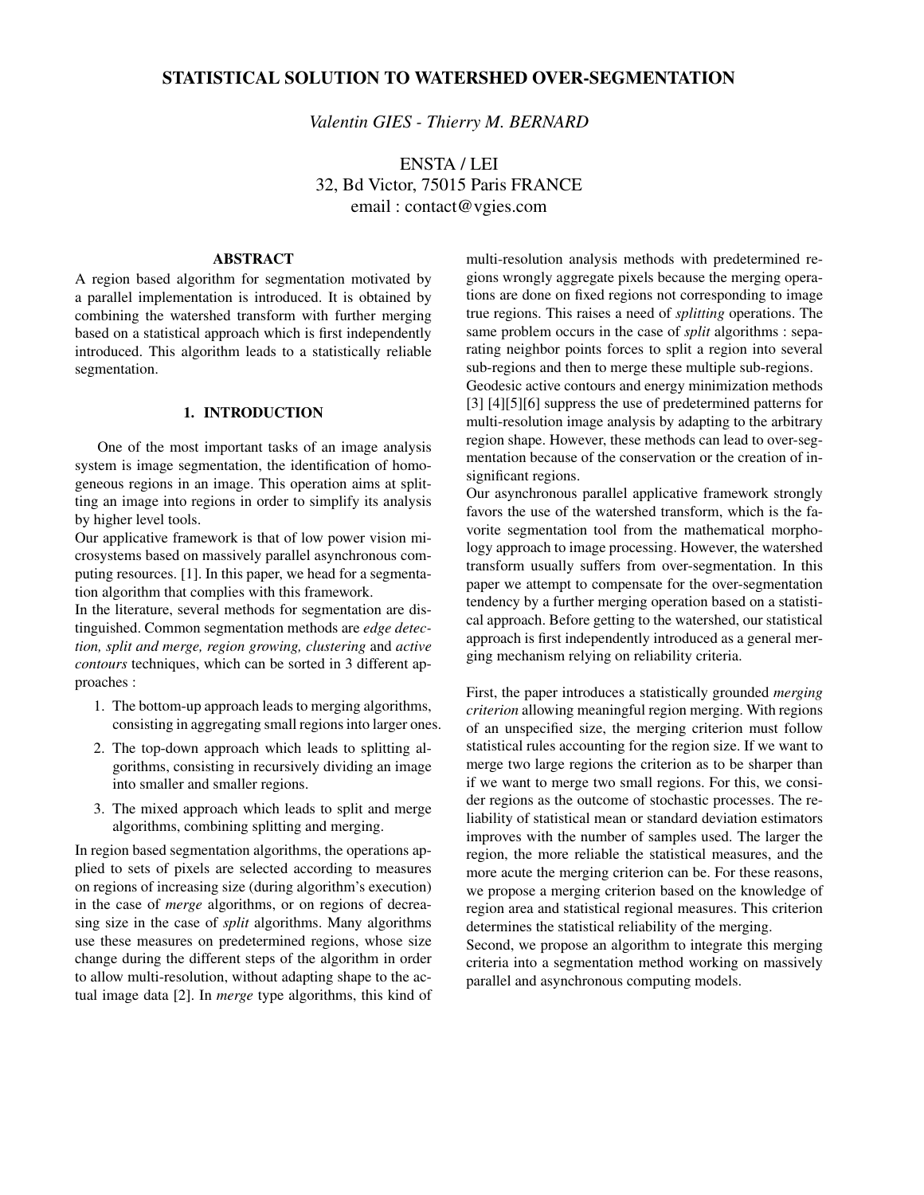# STATISTICAL SOLUTION TO WATERSHED OVER-SEGMENTATION

*Valentin GIES - Thierry M. BERNARD*

ENSTA / LEI
32, Bd Victor, 75015 Paris FRANCE
email : contact@vgies.com

## ABSTRACT

A region based algorithm for segmentation motivated by a parallel implementation is introduced. It is obtained by combining the watershed transform with further merging based on a statistical approach which is first independently introduced. This algorithm leads to a statistically reliable segmentation.

## 1. INTRODUCTION

One of the most important tasks of an image analysis system is image segmentation, the identification of homogeneous regions in an image. This operation aims at splitting an image into regions in order to simplify its analysis by higher level tools.

Our applicative framework is that of low power vision microsystems based on massively parallel asynchronous computing resources. [1]. In this paper, we head for a segmentation algorithm that complies with this framework.

In the literature, several methods for segmentation are distinguished. Common segmentation methods are *edge detection, split and merge, region growing, clustering* and *active contours* techniques, which can be sorted in 3 different approaches :

1. The bottom-up approach leads to merging algorithms, consisting in aggregating small regions into larger ones.
2. The top-down approach which leads to splitting algorithms, consisting in recursively dividing an image into smaller and smaller regions.
3. The mixed approach which leads to split and merge algorithms, combining splitting and merging.

In region based segmentation algorithms, the operations applied to sets of pixels are selected according to measures on regions of increasing size (during algorithm's execution) in the case of *merge* algorithms, or on regions of decreasing size in the case of *split* algorithms. Many algorithms use these measures on predetermined regions, whose size change during the different steps of the algorithm in order to allow multi-resolution, without adapting shape to the actual image data [2]. In *merge* type algorithms, this kind of multi-resolution analysis methods with predetermined regions wrongly aggregate pixels because the merging operations are done on fixed regions not corresponding to image true regions. This raises a need of *splitting* operations. The same problem occurs in the case of *split* algorithms : separating neighbor points forces to split a region into several sub-regions and then to merge these multiple sub-regions.

Geodesic active contours and energy minimization methods [3] [4][5][6] suppress the use of predetermined patterns for multi-resolution image analysis by adapting to the arbitrary region shape. However, these methods can lead to over-segmentation because of the conservation or the creation of insignificant regions.

Our asynchronous parallel applicative framework strongly favors the use of the watershed transform, which is the favorite segmentation tool from the mathematical morphology approach to image processing. However, the watershed transform usually suffers from over-segmentation. In this paper we attempt to compensate for the over-segmentation tendency by a further merging operation based on a statistical approach. Before getting to the watershed, our statistical approach is first independently introduced as a general merging mechanism relying on reliability criteria.

First, the paper introduces a statistically grounded *merging criterion* allowing meaningful region merging. With regions of an unspecified size, the merging criterion must follow statistical rules accounting for the region size. If we want to merge two large regions the criterion as to be sharper than if we want to merge two small regions. For this, we consider regions as the outcome of stochastic processes. The reliability of statistical mean or standard deviation estimators improves with the number of samples used. The larger the region, the more reliable the statistical measures, and the more acute the merging criterion can be. For these reasons, we propose a merging criterion based on the knowledge of region area and statistical regional measures. This criterion determines the statistical reliability of the merging.

Second, we propose an algorithm to integrate this merging criteria into a segmentation method working on massively parallel and asynchronous computing models.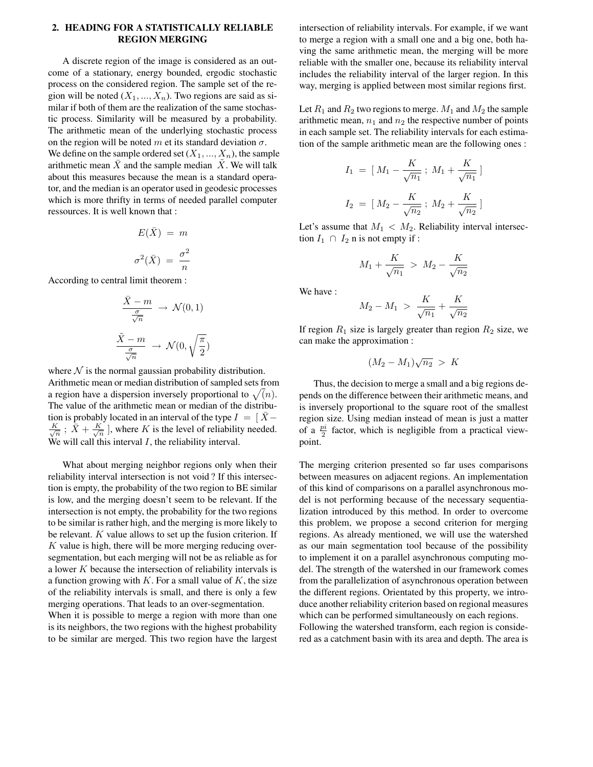## 2. HEADING FOR A STATISTICALLY RELIABLE REGION MERGING

A discrete region of the image is considered as an outcome of a stationary, energy bounded, ergodic stochastic process on the considered region. The sample set of the region will be noted $(X_1, ..., X_n)$. Two regions are said as similar if both of them are the realization of the same stochastic process. Similarity will be measured by a probability. The arithmetic mean of the underlying stochastic process on the region will be noted $m$ et its standard deviation $\sigma$.
We define on the sample ordered set $(X_1, ..., X_n)$, the sample arithmetic mean $\bar{X}$ and the sample median $\tilde{X}$. We will talk about this measures because the mean is a standard operator, and the median is an operator used in geodesic processes which is more thrifty in terms of needed parallel computer ressources. It is well known that :

$$E(\bar{X}) = m$$

$$\sigma^2(\bar{X}) = \frac{\sigma^2}{n}$$

According to central limit theorem :

$$\frac{\bar{X} - m}{\frac{\sigma}{\sqrt{n}}} \rightarrow \mathcal{N}(0, 1)$$

$$\frac{\tilde{X} - m}{\frac{\sigma}{\sqrt{n}}} \rightarrow \mathcal{N}(0, \sqrt{\frac{\pi}{2}})$$

where $\mathcal{N}$ is the normal gaussian probability distribution.
Arithmetic mean or median distribution of sampled sets from a region have a dispersion inversely proportional to $\sqrt(n)$. The value of the arithmetic mean or median of the distribution is probably located in an interval of the type $I = [\, \bar{X} - \frac{K}{\sqrt{n}} \,;\, \bar{X} + \frac{K}{\sqrt{n}} \,]$, where $K$ is the level of reliability needed. We will call this interval $I$, the reliability interval.

What about merging neighbor regions only when their reliability interval intersection is not void ? If this intersection is empty, the probability of the two region to BE similar is low, and the merging doesn't seem to be relevant. If the intersection is not empty, the probability for the two regions to be similar is rather high, and the merging is more likely to be relevant. $K$ value allows to set up the fusion criterion. If $K$ value is high, there will be more merging reducing over-segmentation, but each merging will not be as reliable as for a lower $K$ because the intersection of reliability intervals is a function growing with $K$. For a small value of $K$, the size of the reliability intervals is small, and there is only a few merging operations. That leads to an over-segmentation.
When it is possible to merge a region with more than one is its neighbors, the two regions with the highest probability to be similar are merged. This two region have the largest intersection of reliability intervals. For example, if we want to merge a region with a small one and a big one, both having the same arithmetic mean, the merging will be more reliable with the smaller one, because its reliability interval includes the reliability interval of the larger region. In this way, merging is applied between most similar regions first.

Let $R_1$ and $R_2$ two regions to merge. $M_1$ and $M_2$ the sample arithmetic mean, $n_1$ and $n_2$ the respective number of points in each sample set. The reliability intervals for each estimation of the sample arithmetic mean are the following ones :

$$I_1 = [\, M_1 - \frac{K}{\sqrt{n_1}} \,;\, M_1 + \frac{K}{\sqrt{n_1}} \,]$$

$$I_2 = [\, M_2 - \frac{K}{\sqrt{n_2}} \,;\, M_2 + \frac{K}{\sqrt{n_2}} \,]$$

Let's assume that $M_1 < M_2$. Reliability interval intersection $I_1 \cap I_2$ n is not empty if :

$$M_1 + \frac{K}{\sqrt{n_1}} > M_2 - \frac{K}{\sqrt{n_2}}$$

We have :

$$M_2 - M_1 > \frac{K}{\sqrt{n_1}} + \frac{K}{\sqrt{n_2}}$$

If region $R_1$ size is largely greater than region $R_2$ size, we can make the approximation :

$$(M_2 - M_1)\sqrt{n_2} > K$$

Thus, the decision to merge a small and a big regions depends on the difference between their arithmetic means, and is inversely proportional to the square root of the smallest region size. Using median instead of mean is just a matter of a $\frac{pi}{2}$ factor, which is negligible from a practical viewpoint.

The merging criterion presented so far uses comparisons between measures on adjacent regions. An implementation of this kind of comparisons on a parallel asynchronous model is not performing because of the necessary sequentialization introduced by this method. In order to overcome this problem, we propose a second criterion for merging regions. As already mentioned, we will use the watershed as our main segmentation tool because of the possibility to implement it on a parallel asynchronous computing model. The strength of the watershed in our framework comes from the parallelization of asynchronous operation between the different regions. Orientated by this property, we introduce another reliability criterion based on regional measures which can be performed simultaneously on each regions.
Following the watershed transform, each region is considered as a catchment basin with its area and depth. The area is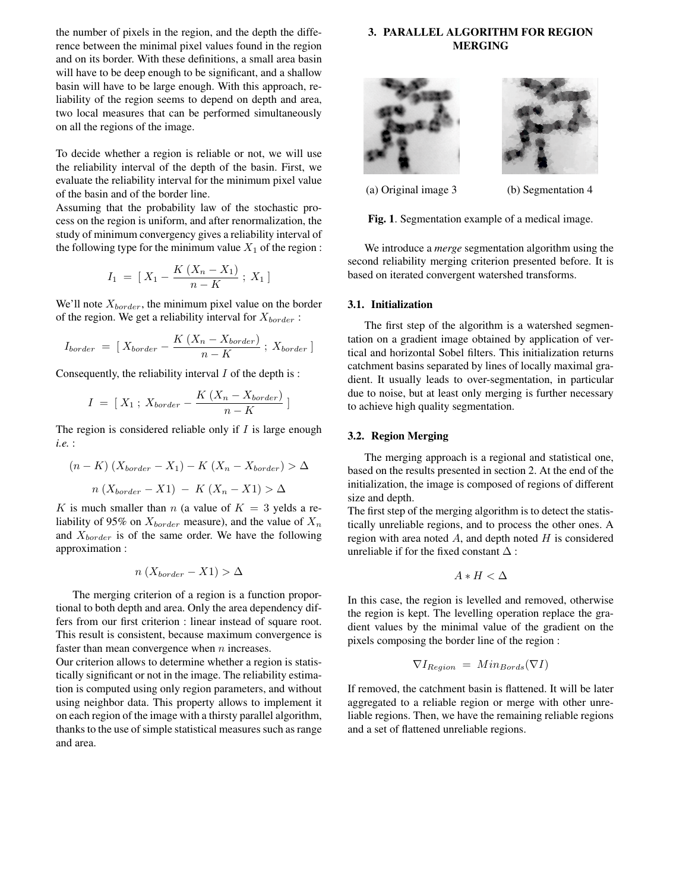the number of pixels in the region, and the depth the difference between the minimal pixel values found in the region and on its border. With these definitions, a small area basin will have to be deep enough to be significant, and a shallow basin will have to be large enough. With this approach, reliability of the region seems to depend on depth and area, two local measures that can be performed simultaneously on all the regions of the image.

To decide whether a region is reliable or not, we will use the reliability interval of the depth of the basin. First, we evaluate the reliability interval for the minimum pixel value of the basin and of the border line.

Assuming that the probability law of the stochastic process on the region is uniform, and after renormalization, the study of minimum convergency gives a reliability interval of the following type for the minimum value $X_1$ of the region :

$$I_1 \;=\; [\; X_1 - \frac{K\;(X_n - X_1)}{n-K} \;;\; X_1 \;]$$

We'll note $X_{border}$, the minimum pixel value on the border of the region. We get a reliability interval for $X_{border}$ :

$$I_{border} \;=\; [\; X_{border} - \frac{K\;(X_n - X_{border})}{n-K} \;;\; X_{border} \;]$$

Consequently, the reliability interval $I$ of the depth is :

$$I \;=\; [\; X_1 \;;\; X_{border} - \frac{K\;(X_n - X_{border})}{n-K} \;]$$

The region is considered reliable only if $I$ is large enough *i.e.* :

$$(n-K)\;(X_{border} - X_1) - K\;(X_n - X_{border}) > \Delta$$

$$n\;(X_{border} - X1) \;-\; K\;(X_n - X1) > \Delta$$

$K$ is much smaller than $n$ (a value of $K = 3$ yelds a reliability of 95% on $X_{border}$ measure), and the value of $X_n$ and $X_{border}$ is of the same order. We have the following approximation :

$$n\;(X_{border} - X1) > \Delta$$

The merging criterion of a region is a function proportional to both depth and area. Only the area dependency differs from our first criterion : linear instead of square root. This result is consistent, because maximum convergence is faster than mean convergence when $n$ increases.

Our criterion allows to determine whether a region is statistically significant or not in the image. The reliability estimation is computed using only region parameters, and without using neighbor data. This property allows to implement it on each region of the image with a thirsty parallel algorithm, thanks to the use of simple statistical measures such as range and area.

## 3. PARALLEL ALGORITHM FOR REGION MERGING

(a) Original image 3 (b) Segmentation 4

**Fig. 1**. Segmentation example of a medical image.

We introduce a *merge* segmentation algorithm using the second reliability merging criterion presented before. It is based on iterated convergent watershed transforms.

### 3.1. Initialization

The first step of the algorithm is a watershed segmentation on a gradient image obtained by application of vertical and horizontal Sobel filters. This initialization returns catchment basins separated by lines of locally maximal gradient. It usually leads to over-segmentation, in particular due to noise, but at least only merging is further necessary to achieve high quality segmentation.

### 3.2. Region Merging

The merging approach is a regional and statistical one, based on the results presented in section 2. At the end of the initialization, the image is composed of regions of different size and depth.

The first step of the merging algorithm is to detect the statistically unreliable regions, and to process the other ones. A region with area noted $A$, and depth noted $H$ is considered unreliable if for the fixed constant $\Delta$ :

$$A * H < \Delta$$

In this case, the region is levelled and removed, otherwise the region is kept. The levelling operation replace the gradient values by the minimal value of the gradient on the pixels composing the border line of the region :

$$\nabla I_{Region} \;=\; Min_{Bords}(\nabla I)$$

If removed, the catchment basin is flattened. It will be later aggregated to a reliable region or merge with other unreliable regions. Then, we have the remaining reliable regions and a set of flattened unreliable regions.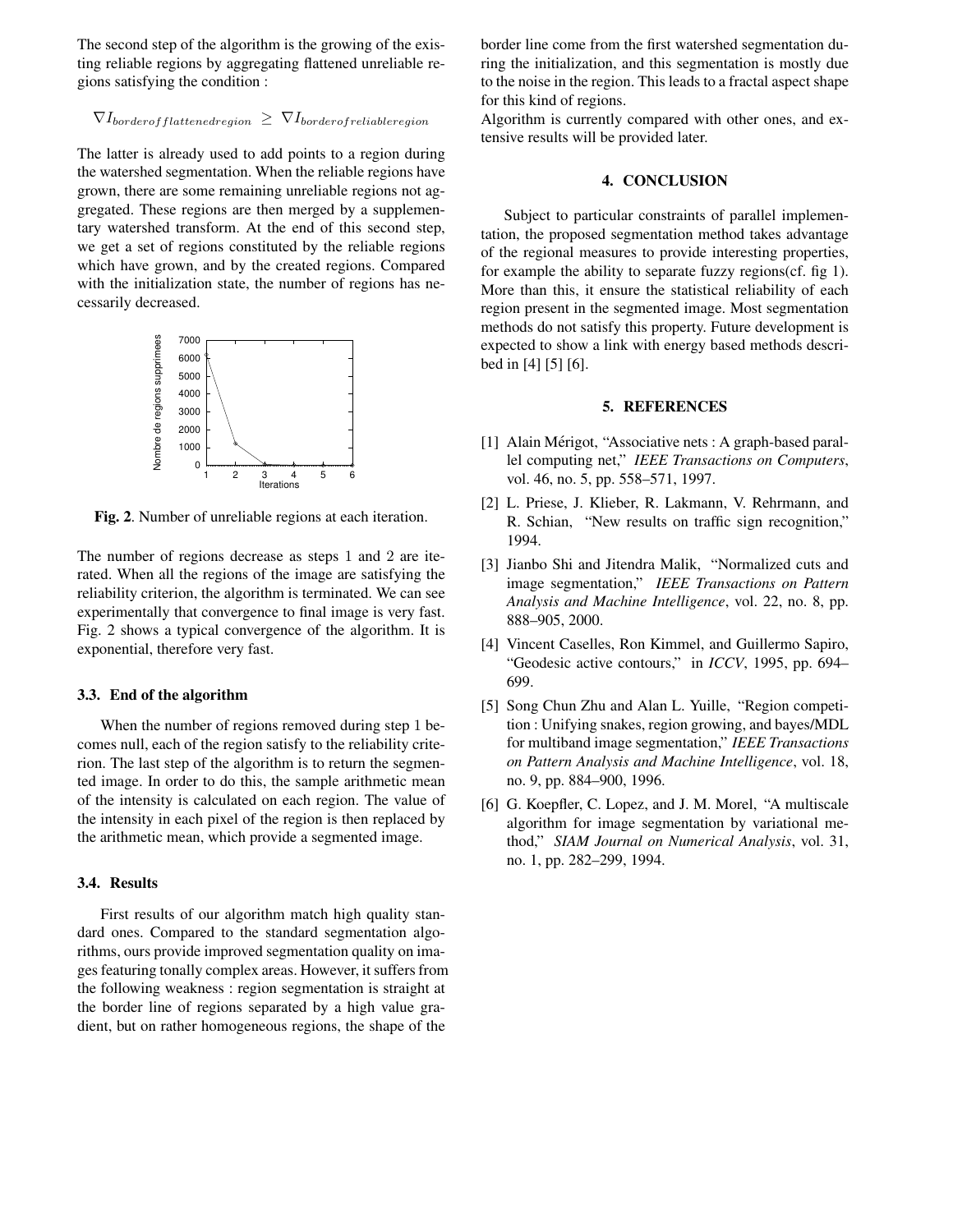The second step of the algorithm is the growing of the existing reliable regions by aggregating flattened unreliable regions satisfying the condition :

$$\nabla I_{borderofflattenedregion} \geq \nabla I_{borderofreliableregion}$$

The latter is already used to add points to a region during the watershed segmentation. When the reliable regions have grown, there are some remaining unreliable regions not aggregated. These regions are then merged by a supplementary watershed transform. At the end of this second step, we get a set of regions constituted by the reliable regions which have grown, and by the created regions. Compared with the initialization state, the number of regions has necessarily decreased.

Nombre de regions supprimees

7000
6000
5000
4000
3000
2000
1000
0

1 2 3 4 5 6

Iterations

**Fig. 2**. Number of unreliable regions at each iteration.

The number of regions decrease as steps 1 and 2 are iterated. When all the regions of the image are satisfying the reliability criterion, the algorithm is terminated. We can see experimentally that convergence to final image is very fast. Fig. 2 shows a typical convergence of the algorithm. It is exponential, therefore very fast.

### 3.3. End of the algorithm

When the number of regions removed during step 1 becomes null, each of the region satisfy to the reliability criterion. The last step of the algorithm is to return the segmented image. In order to do this, the sample arithmetic mean of the intensity is calculated on each region. The value of the intensity in each pixel of the region is then replaced by the arithmetic mean, which provide a segmented image.

### 3.4. Results

First results of our algorithm match high quality standard ones. Compared to the standard segmentation algorithms, ours provide improved segmentation quality on images featuring tonally complex areas. However, it suffers from the following weakness : region segmentation is straight at the border line of regions separated by a high value gradient, but on rather homogeneous regions, the shape of the border line come from the first watershed segmentation during the initialization, and this segmentation is mostly due to the noise in the region. This leads to a fractal aspect shape for this kind of regions.

Algorithm is currently compared with other ones, and extensive results will be provided later.

## 4. CONCLUSION

Subject to particular constraints of parallel implementation, the proposed segmentation method takes advantage of the regional measures to provide interesting properties, for example the ability to separate fuzzy regions(cf. fig 1). More than this, it ensure the statistical reliability of each region present in the segmented image. Most segmentation methods do not satisfy this property. Future development is expected to show a link with energy based methods described in [4] [5] [6].

## 5. REFERENCES

[1] Alain Mérigot, "Associative nets : A graph-based parallel computing net," *IEEE Transactions on Computers*, vol. 46, no. 5, pp. 558–571, 1997.

[2] L. Priese, J. Klieber, R. Lakmann, V. Rehrmann, and R. Schian, "New results on traffic sign recognition," 1994.

[3] Jianbo Shi and Jitendra Malik, "Normalized cuts and image segmentation," *IEEE Transactions on Pattern Analysis and Machine Intelligence*, vol. 22, no. 8, pp. 888–905, 2000.

[4] Vincent Caselles, Ron Kimmel, and Guillermo Sapiro, "Geodesic active contours," in *ICCV*, 1995, pp. 694–699.

[5] Song Chun Zhu and Alan L. Yuille, "Region competition : Unifying snakes, region growing, and bayes/MDL for multiband image segmentation," *IEEE Transactions on Pattern Analysis and Machine Intelligence*, vol. 18, no. 9, pp. 884–900, 1996.

[6] G. Koepfler, C. Lopez, and J. M. Morel, "A multiscale algorithm for image segmentation by variational method," *SIAM Journal on Numerical Analysis*, vol. 31, no. 1, pp. 282–299, 1994.